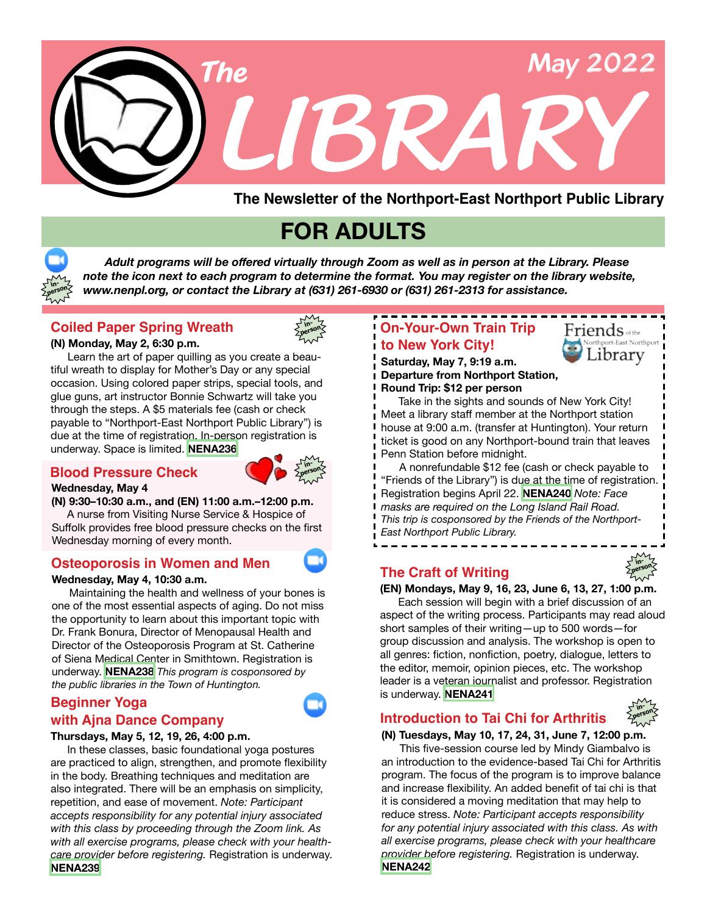# The LIBRARY

May 2022

**The Newsletter of the Northport-East Northport Public Library**

## FOR ADULTS

***Adult programs will be offered virtually through Zoom as well as in person at the Library. Please note the icon next to each program to determine the format. You may register on the library website, www.nenpl.org, or contact the Library at (631) 261-6930 or (631) 261-2313 for assistance.***

### Coiled Paper Spring Wreath

in-person

**(N) Monday, May 2, 6:30 p.m.**

Learn the art of paper quilling as you create a beautiful wreath to display for Mother's Day or any special occasion. Using colored paper strips, special tools, and glue guns, art instructor Bonnie Schwartz will take you through the steps. A $5 materials fee (cash or check payable to "Northport-East Northport Public Library") is due at the time of registration. In-person registration is underway. Space is limited. **NENA236**

### Blood Pressure Check

in-person

**Wednesday, May 4**
**(N) 9:30–10:30 a.m., and (EN) 11:00 a.m.–12:00 p.m.**

A nurse from Visiting Nurse Service & Hospice of Suffolk provides free blood pressure checks on the first Wednesday morning of every month.

### Osteoporosis in Women and Men

**Wednesday, May 4, 10:30 a.m.**

Maintaining the health and wellness of your bones is one of the most essential aspects of aging. Do not miss the opportunity to learn about this important topic with Dr. Frank Bonura, Director of Menopausal Health and Director of the Osteoporosis Program at St. Catherine of Siena Medical Center in Smithtown. Registration is underway. **NENA238** *This program is cosponsored by the public libraries in the Town of Huntington.*

### Beginner Yoga with Ajna Dance Company

**Thursdays, May 5, 12, 19, 26, 4:00 p.m.**

In these classes, basic foundational yoga postures are practiced to align, strengthen, and promote flexibility in the body. Breathing techniques and meditation are also integrated. There will be an emphasis on simplicity, repetition, and ease of movement. *Note: Participant accepts responsibility for any potential injury associated with this class by proceeding through the Zoom link. As with all exercise programs, please check with your healthcare provider before registering.* Registration is underway. **NENA239**

### On-Your-Own Train Trip to New York City!

Friends of the Northport-East Northport Library

**Saturday, May 7, 9:19 a.m.**
**Departure from Northport Station,**
**Round Trip: $12 per person**

Take in the sights and sounds of New York City! Meet a library staff member at the Northport station house at 9:00 a.m. (transfer at Huntington). Your return ticket is good on any Northport-bound train that leaves Penn Station before midnight.

A nonrefundable $12 fee (cash or check payable to "Friends of the Library") is due at the time of registration. Registration begins April 22. **NENA240** *Note: Face masks are required on the Long Island Rail Road. This trip is cosponsored by the Friends of the Northport-East Northport Public Library.*

### The Craft of Writing

in-person

**(EN) Mondays, May 9, 16, 23, June 6, 13, 27, 1:00 p.m.**

Each session will begin with a brief discussion of an aspect of the writing process. Participants may read aloud short samples of their writing—up to 500 words—for group discussion and analysis. The workshop is open to all genres: fiction, nonfiction, poetry, dialogue, letters to the editor, memoir, opinion pieces, etc. The workshop leader is a veteran journalist and professor. Registration is underway. **NENA241**

### Introduction to Tai Chi for Arthritis

in-person

**(N) Tuesdays, May 10, 17, 24, 31, June 7, 12:00 p.m.**

This five-session course led by Mindy Giambalvo is an introduction to the evidence-based Tai Chi for Arthritis program. The focus of the program is to improve balance and increase flexibility. An added benefit of tai chi is that it is considered a moving meditation that may help to reduce stress. *Note: Participant accepts responsibility for any potential injury associated with this class. As with all exercise programs, please check with your healthcare provider before registering.* Registration is underway. **NENA242**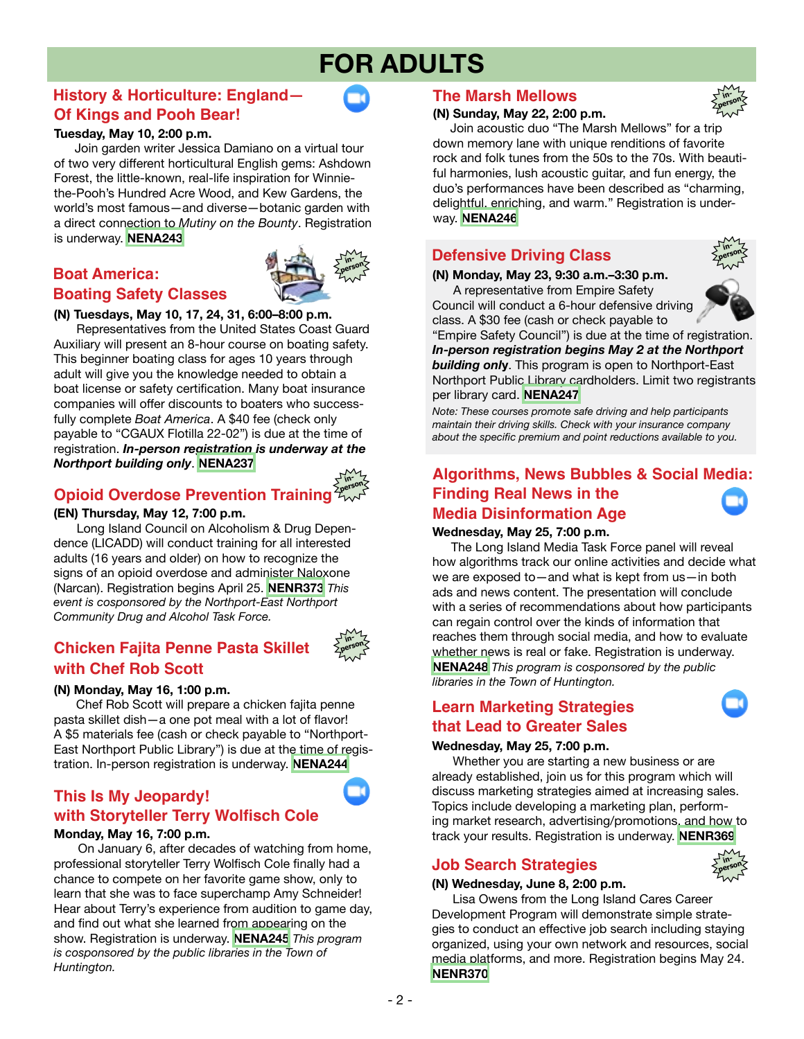# FOR ADULTS

## History & Horticulture: England—Of Kings and Pooh Bear!

**Tuesday, May 10, 2:00 p.m.**

Join garden writer Jessica Damiano on a virtual tour of two very different horticultural English gems: Ashdown Forest, the little-known, real-life inspiration for Winnie-the-Pooh's Hundred Acre Wood, and Kew Gardens, the world's most famous—and diverse—botanic garden with a direct connection to *Mutiny on the Bounty*. Registration is underway. **NENA243**

## Boat America: Boating Safety Classes

in-person

**(N) Tuesdays, May 10, 17, 24, 31, 6:00–8:00 p.m.**

Representatives from the United States Coast Guard Auxiliary will present an 8-hour course on boating safety. This beginner boating class for ages 10 years through adult will give you the knowledge needed to obtain a boat license or safety certification. Many boat insurance companies will offer discounts to boaters who successfully complete *Boat America*. A $40 fee (check only payable to "CGAUX Flotilla 22-02") is due at the time of registration. ***In-person registration is underway at the Northport building only***. **NENA237**

## Opioid Overdose Prevention Training

in-person

**(EN) Thursday, May 12, 7:00 p.m.**

Long Island Council on Alcoholism & Drug Dependence (LICADD) will conduct training for all interested adults (16 years and older) on how to recognize the signs of an opioid overdose and administer Naloxone (Narcan). Registration begins April 25. **NENR373** *This event is cosponsored by the Northport-East Northport Community Drug and Alcohol Task Force.*

## Chicken Fajita Penne Pasta Skillet with Chef Rob Scott

in-person

**(N) Monday, May 16, 1:00 p.m.**

Chef Rob Scott will prepare a chicken fajita penne pasta skillet dish—a one pot meal with a lot of flavor! A $5 materials fee (cash or check payable to "Northport-East Northport Public Library") is due at the time of registration. In-person registration is underway. **NENA244**

## This Is My Jeopardy! with Storyteller Terry Wolfisch Cole

**Monday, May 16, 7:00 p.m.**

On January 6, after decades of watching from home, professional storyteller Terry Wolfisch Cole finally had a chance to compete on her favorite game show, only to learn that she was to face superchamp Amy Schneider! Hear about Terry's experience from audition to game day, and find out what she learned from appearing on the show. Registration is underway. **NENA245** *This program is cosponsored by the public libraries in the Town of Huntington.*

## The Marsh Mellows

in-person

**(N) Sunday, May 22, 2:00 p.m.**

Join acoustic duo "The Marsh Mellows" for a trip down memory lane with unique renditions of favorite rock and folk tunes from the 50s to the 70s. With beautiful harmonies, lush acoustic guitar, and fun energy, the duo's performances have been described as "charming, delightful, enriching, and warm." Registration is underway. **NENA246**

## Defensive Driving Class

in-person

**(N) Monday, May 23, 9:30 a.m.–3:30 p.m.**

A representative from Empire Safety Council will conduct a 6-hour defensive driving class. A $30 fee (cash or check payable to "Empire Safety Council") is due at the time of registration. ***In-person registration begins May 2 at the Northport building only***. This program is open to Northport-East Northport Public Library cardholders. Limit two registrants per library card. **NENA247**

*Note: These courses promote safe driving and help participants maintain their driving skills. Check with your insurance company about the specific premium and point reductions available to you.*

## Algorithms, News Bubbles & Social Media: Finding Real News in the Media Disinformation Age

**Wednesday, May 25, 7:00 p.m.**

The Long Island Media Task Force panel will reveal how algorithms track our online activities and decide what we are exposed to—and what is kept from us—in both ads and news content. The presentation will conclude with a series of recommendations about how participants can regain control over the kinds of information that reaches them through social media, and how to evaluate whether news is real or fake. Registration is underway. **NENA248** *This program is cosponsored by the public libraries in the Town of Huntington.*

## Learn Marketing Strategies that Lead to Greater Sales

**Wednesday, May 25, 7:00 p.m.**

Whether you are starting a new business or are already established, join us for this program which will discuss marketing strategies aimed at increasing sales. Topics include developing a marketing plan, performing market research, advertising/promotions, and how to track your results. Registration is underway. **NENR369**

## Job Search Strategies

in-person

**(N) Wednesday, June 8, 2:00 p.m.**

Lisa Owens from the Long Island Cares Career Development Program will demonstrate simple strategies to conduct an effective job search including staying organized, using your own network and resources, social media platforms, and more. Registration begins May 24. **NENR370**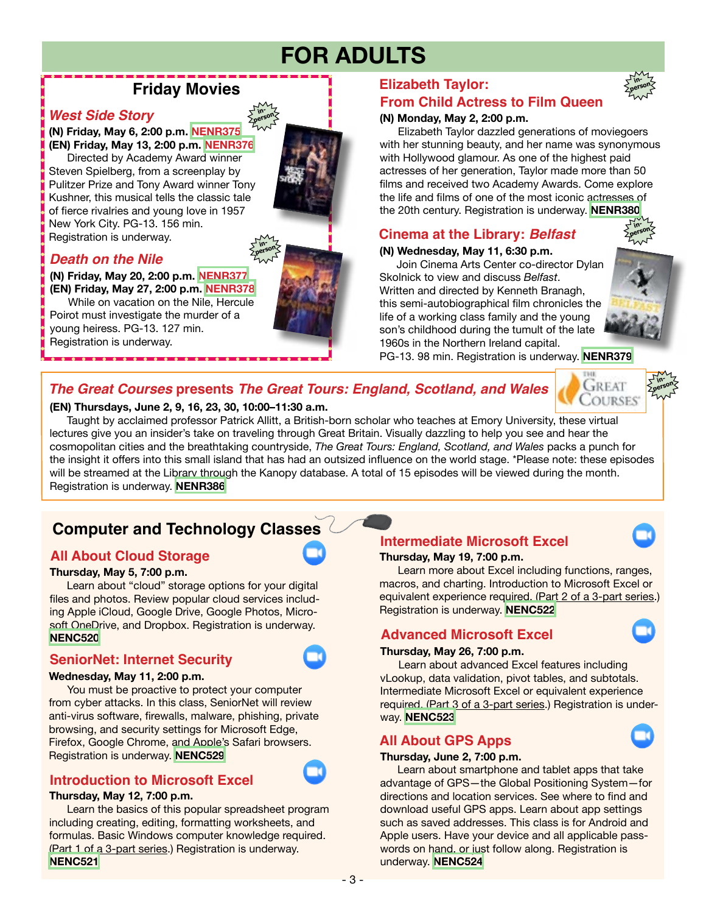# FOR ADULTS

## Friday Movies

### *West Side Story*

**(N) Friday, May 6, 2:00 p.m. NENR375**
**(EN) Friday, May 13, 2:00 p.m. NENR376**

Directed by Academy Award winner Steven Spielberg, from a screenplay by Pulitzer Prize and Tony Award winner Tony Kushner, this musical tells the classic tale of fierce rivalries and young love in 1957 New York City. PG-13. 156 min. Registration is underway.

### *Death on the Nile*

**(N) Friday, May 20, 2:00 p.m. NENR377**
**(EN) Friday, May 27, 2:00 p.m. NENR378**

While on vacation on the Nile, Hercule Poirot must investigate the murder of a young heiress. PG-13. 127 min. Registration is underway.

## Elizabeth Taylor: From Child Actress to Film Queen

**(N) Monday, May 2, 2:00 p.m.**

Elizabeth Taylor dazzled generations of moviegoers with her stunning beauty, and her name was synonymous with Hollywood glamour. As one of the highest paid actresses of her generation, Taylor made more than 50 films and received two Academy Awards. Come explore the life and films of one of the most iconic actresses of the 20th century. Registration is underway. **NENR380**

## Cinema at the Library: *Belfast*

**(N) Wednesday, May 11, 6:30 p.m.**

Join Cinema Arts Center co-director Dylan Skolnick to view and discuss *Belfast*. Written and directed by Kenneth Branagh, this semi-autobiographical film chronicles the life of a working class family and the young son's childhood during the tumult of the late 1960s in the Northern Ireland capital. PG-13. 98 min. Registration is underway. **NENR379**

## *The Great Courses* presents *The Great Tours: England, Scotland, and Wales*

**(EN) Thursdays, June 2, 9, 16, 23, 30, 10:00–11:30 a.m.**

Taught by acclaimed professor Patrick Allitt, a British-born scholar who teaches at Emory University, these virtual lectures give you an insider's take on traveling through Great Britain. Visually dazzling to help you see and hear the cosmopolitan cities and the breathtaking countryside, *The Great Tours: England, Scotland, and Wales* packs a punch for the insight it offers into this small island that has had an outsized influence on the world stage. *Please note: these episodes will be streamed at the Library through the Kanopy database. A total of 15 episodes will be viewed during the month. Registration is underway. **NENR386**

## Computer and Technology Classes

### All About Cloud Storage

**Thursday, May 5, 7:00 p.m.**

Learn about "cloud" storage options for your digital files and photos. Review popular cloud services including Apple iCloud, Google Drive, Google Photos, Microsoft OneDrive, and Dropbox. Registration is underway. **NENC520**

### SeniorNet: Internet Security

**Wednesday, May 11, 2:00 p.m.**

You must be proactive to protect your computer from cyber attacks. In this class, SeniorNet will review anti-virus software, firewalls, malware, phishing, private browsing, and security settings for Microsoft Edge, Firefox, Google Chrome, and Apple's Safari browsers. Registration is underway. **NENC529**

### Introduction to Microsoft Excel

**Thursday, May 12, 7:00 p.m.**

Learn the basics of this popular spreadsheet program including creating, editing, formatting worksheets, and formulas. Basic Windows computer knowledge required. (Part 1 of a 3-part series.) Registration is underway. **NENC521**

### Intermediate Microsoft Excel

**Thursday, May 19, 7:00 p.m.**

Learn more about Excel including functions, ranges, macros, and charting. Introduction to Microsoft Excel or equivalent experience required. (Part 2 of a 3-part series.) Registration is underway. **NENC522**

### Advanced Microsoft Excel

**Thursday, May 26, 7:00 p.m.**

Learn about advanced Excel features including vLookup, data validation, pivot tables, and subtotals. Intermediate Microsoft Excel or equivalent experience required. (Part 3 of a 3-part series.) Registration is underway. **NENC523**

### All About GPS Apps

**Thursday, June 2, 7:00 p.m.**

Learn about smartphone and tablet apps that take advantage of GPS—the Global Positioning System—for directions and location services. See where to find and download useful GPS apps. Learn about app settings such as saved addresses. This class is for Android and Apple users. Have your device and all applicable passwords on hand, or just follow along. Registration is underway. **NENC524**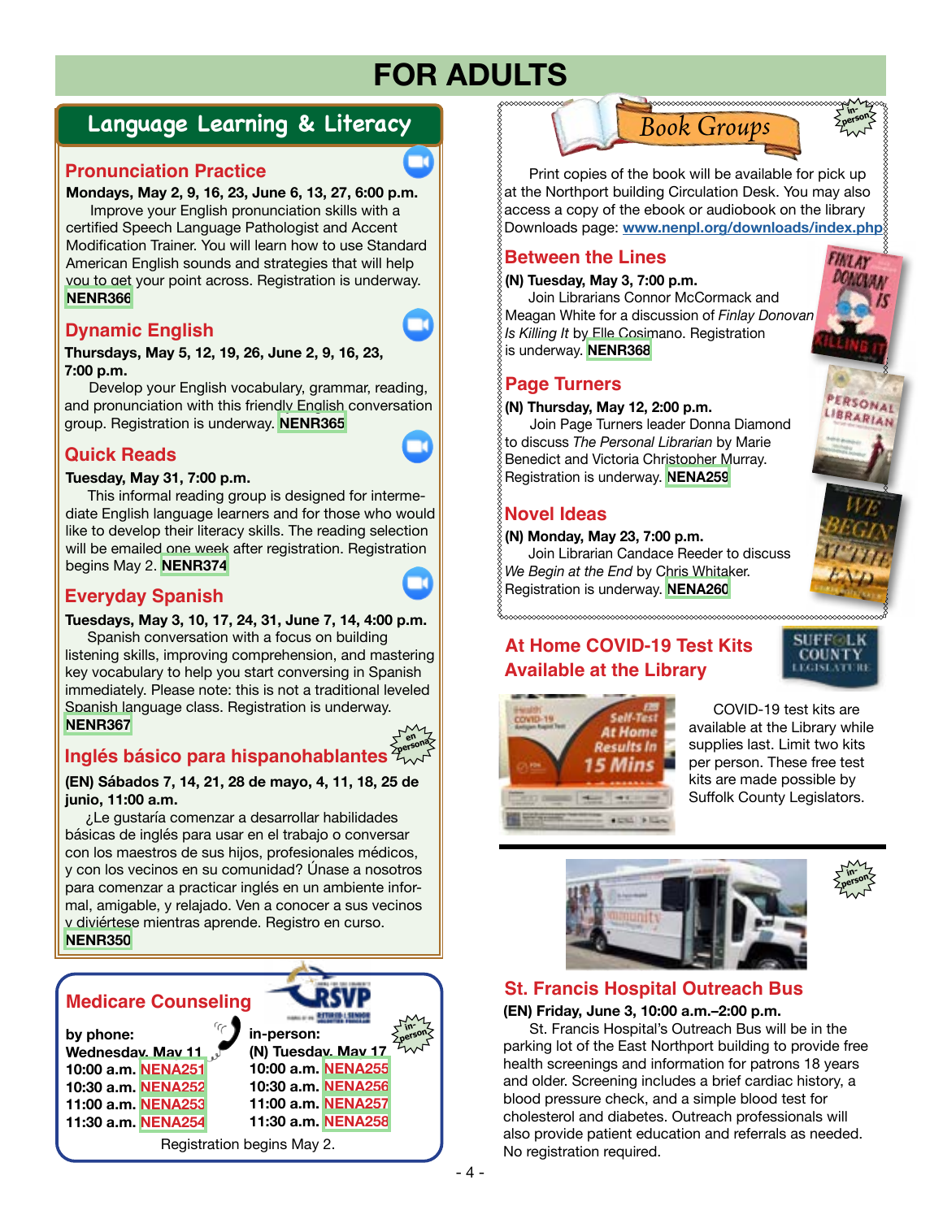# FOR ADULTS

## Language Learning & Literacy

### Pronunciation Practice

**Mondays, May 2, 9, 16, 23, June 6, 13, 27, 6:00 p.m.**

Improve your English pronunciation skills with a certified Speech Language Pathologist and Accent Modification Trainer. You will learn how to use Standard American English sounds and strategies that will help you to get your point across. Registration is underway. **NENR366**

### Dynamic English

**Thursdays, May 5, 12, 19, 26, June 2, 9, 16, 23, 7:00 p.m.**

Develop your English vocabulary, grammar, reading, and pronunciation with this friendly English conversation group. Registration is underway. **NENR365**

### Quick Reads

**Tuesday, May 31, 7:00 p.m.**

This informal reading group is designed for intermediate English language learners and for those who would like to develop their literacy skills. The reading selection will be emailed one week after registration. Registration begins May 2. **NENR374**

### Everyday Spanish

**Tuesdays, May 3, 10, 17, 24, 31, June 7, 14, 4:00 p.m.**

Spanish conversation with a focus on building listening skills, improving comprehension, and mastering key vocabulary to help you start conversing in Spanish immediately. Please note: this is not a traditional leveled Spanish language class. Registration is underway. **NENR367**

### Inglés básico para hispanohablantes

en persona

**(EN) Sábados 7, 14, 21, 28 de mayo, 4, 11, 18, 25 de junio, 11:00 a.m.**

¿Le gustaría comenzar a desarrollar habilidades básicas de inglés para usar en el trabajo o conversar con los maestros de sus hijos, profesionales médicos, y con los vecinos en su comunidad? Únase a nosotros para comenzar a practicar inglés en un ambiente informal, amigable, y relajado. Ven a conocer a sus vecinos y diviértese mientras aprende. Registro en curso. **NENR350**

## Medicare Counseling

RSVP — Retired & Senior Volunteer Program

in-person

| by phone: Wednesday, May 11 | | in-person: (N) Tuesday, May 17 | |
|---|---|---|---|
| 10:00 a.m. | NENA251 | 10:00 a.m. | NENA255 |
| 10:30 a.m. | NENA252 | 10:30 a.m. | NENA256 |
| 11:00 a.m. | NENA253 | 11:00 a.m. | NENA257 |
| 11:30 a.m. | NENA254 | 11:30 a.m. | NENA258 |

Registration begins May 2.

## Book Groups

in-person

Print copies of the book will be available for pick up at the Northport building Circulation Desk. You may also access a copy of the ebook or audiobook on the library Downloads page: **www.nenpl.org/downloads/index.php**

### Between the Lines

**(N) Tuesday, May 3, 7:00 p.m.**

Join Librarians Connor McCormack and Meagan White for a discussion of *Finlay Donovan Is Killing It* by Elle Cosimano. Registration is underway. **NENR368**

### Page Turners

**(N) Thursday, May 12, 2:00 p.m.**

Join Page Turners leader Donna Diamond to discuss *The Personal Librarian* by Marie Benedict and Victoria Christopher Murray. Registration is underway. **NENA259**

### Novel Ideas

**(N) Monday, May 23, 7:00 p.m.**

Join Librarian Candace Reeder to discuss *We Begin at the End* by Chris Whitaker. Registration is underway. **NENA260**

## At Home COVID-19 Test Kits Available at the Library

Suffolk County Legislature

COVID-19 test kits are available at the Library while supplies last. Limit two kits per person. These free test kits are made possible by Suffolk County Legislators.

in-person

## St. Francis Hospital Outreach Bus

**(EN) Friday, June 3, 10:00 a.m.–2:00 p.m.**

St. Francis Hospital's Outreach Bus will be in the parking lot of the East Northport building to provide free health screenings and information for patrons 18 years and older. Screening includes a brief cardiac history, a blood pressure check, and a simple blood test for cholesterol and diabetes. Outreach professionals will also provide patient education and referrals as needed. No registration required.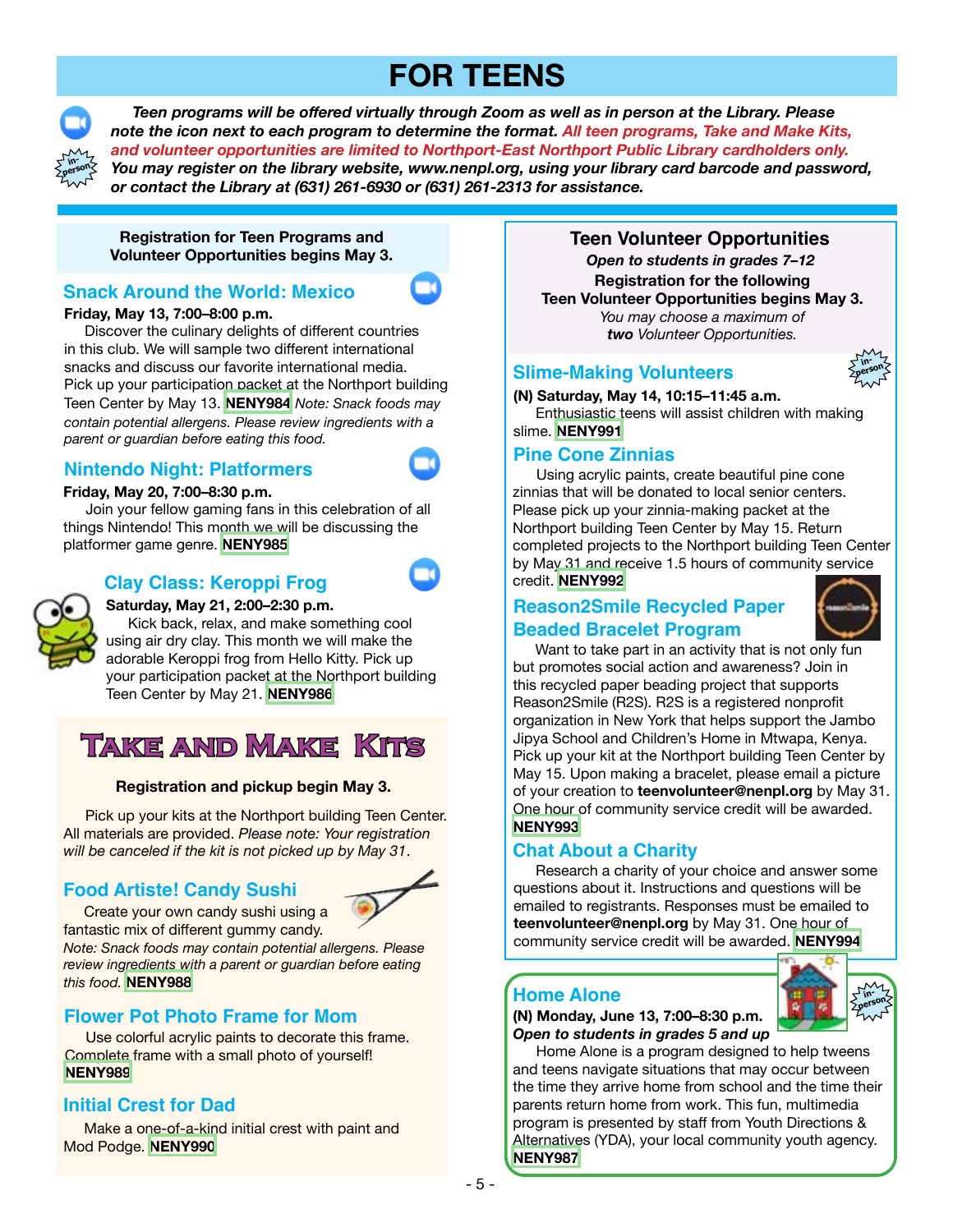# FOR TEENS

***Teen programs will be offered virtually through Zoom as well as in person at the Library. Please note the icon next to each program to determine the format. All teen programs, Take and Make Kits, and volunteer opportunities are limited to Northport-East Northport Public Library cardholders only. You may register on the library website, www.nenpl.org, using your library card barcode and password, or contact the Library at (631) 261-6930 or (631) 261-2313 for assistance.***

**Registration for Teen Programs and Volunteer Opportunities begins May 3.**

## Snack Around the World: Mexico

**Friday, May 13, 7:00–8:00 p.m.**

Discover the culinary delights of different countries in this club. We will sample two different international snacks and discuss our favorite international media. Pick up your participation packet at the Northport building Teen Center by May 13. **NENY984** *Note: Snack foods may contain potential allergens. Please review ingredients with a parent or guardian before eating this food.*

## Nintendo Night: Platformers

**Friday, May 20, 7:00–8:30 p.m.**

Join your fellow gaming fans in this celebration of all things Nintendo! This month we will be discussing the platformer game genre. **NENY985**

## Clay Class: Keroppi Frog

**Saturday, May 21, 2:00–2:30 p.m.**

Kick back, relax, and make something cool using air dry clay. This month we will make the adorable Keroppi frog from Hello Kitty. Pick up your participation packet at the Northport building Teen Center by May 21. **NENY986**

# Take and Make Kits

**Registration and pickup begin May 3.**

Pick up your kits at the Northport building Teen Center. All materials are provided. *Please note: Your registration will be canceled if the kit is not picked up by May 31*.

## Food Artiste! Candy Sushi

Create your own candy sushi using a fantastic mix of different gummy candy. *Note: Snack foods may contain potential allergens. Please review ingredients with a parent or guardian before eating this food.* **NENY988**

## Flower Pot Photo Frame for Mom

Use colorful acrylic paints to decorate this frame. Complete frame with a small photo of yourself! **NENY989**

## Initial Crest for Dad

Make a one-of-a-kind initial crest with paint and Mod Podge. **NENY990**

# Teen Volunteer Opportunities

***Open to students in grades 7–12***

**Registration for the following Teen Volunteer Opportunities begins May 3.**

*You may choose a maximum of **two** Volunteer Opportunities.*

## Slime-Making Volunteers

**(N) Saturday, May 14, 10:15–11:45 a.m.**

Enthusiastic teens will assist children with making slime. **NENY991**

## Pine Cone Zinnias

Using acrylic paints, create beautiful pine cone zinnias that will be donated to local senior centers. Please pick up your zinnia-making packet at the Northport building Teen Center by May 15. Return completed projects to the Northport building Teen Center by May 31 and receive 1.5 hours of community service credit. **NENY992**

## Reason2Smile Recycled Paper Beaded Bracelet Program

Want to take part in an activity that is not only fun but promotes social action and awareness? Join in this recycled paper beading project that supports Reason2Smile (R2S). R2S is a registered nonprofit organization in New York that helps support the Jambo Jipya School and Children's Home in Mtwapa, Kenya. Pick up your kit at the Northport building Teen Center by May 15. Upon making a bracelet, please email a picture of your creation to **teenvolunteer@nenpl.org** by May 31. One hour of community service credit will be awarded. **NENY993**

## Chat About a Charity

Research a charity of your choice and answer some questions about it. Instructions and questions will be emailed to registrants. Responses must be emailed to **teenvolunteer@nenpl.org** by May 31. One hour of community service credit will be awarded. **NENY994**

## Home Alone

**(N) Monday, June 13, 7:00–8:30 p.m.**

***Open to students in grades 5 and up***

Home Alone is a program designed to help tweens and teens navigate situations that may occur between the time they arrive home from school and the time their parents return home from work. This fun, multimedia program is presented by staff from Youth Directions & Alternatives (YDA), your local community youth agency. **NENY987**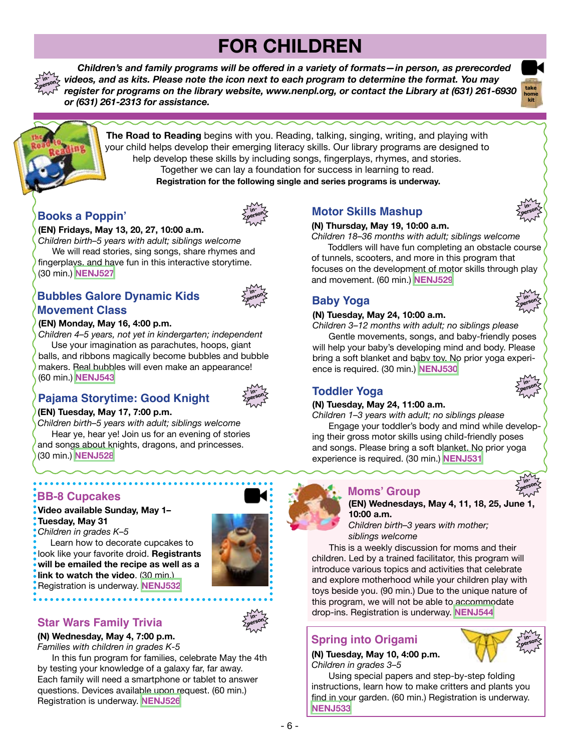# FOR CHILDREN

***Children's and family programs will be offered in a variety of formats—in person, as prerecorded videos, and as kits. Please note the icon next to each program to determine the format. You may register for programs on the library website, www.nenpl.org, or contact the Library at (631) 261-6930 or (631) 261-2313 for assistance.***

**The Road to Reading** begins with you. Reading, talking, singing, writing, and playing with your child helps develop their emerging literacy skills. Our library programs are designed to help develop these skills by including songs, fingerplays, rhymes, and stories. Together we can lay a foundation for success in learning to read.

**Registration for the following single and series programs is underway.**

## Books a Poppin'

**(EN) Fridays, May 13, 20, 27, 10:00 a.m.**
*Children birth–5 years with adult; siblings welcome*

We will read stories, sing songs, share rhymes and fingerplays, and have fun in this interactive storytime. (30 min.) **NENJ527**

## Bubbles Galore Dynamic Kids Movement Class

**(EN) Monday, May 16, 4:00 p.m.**
*Children 4–5 years, not yet in kindergarten; independent*

Use your imagination as parachutes, hoops, giant balls, and ribbons magically become bubbles and bubble makers. Real bubbles will even make an appearance! (60 min.) **NENJ543**

## Pajama Storytime: Good Knight

**(EN) Tuesday, May 17, 7:00 p.m.**
*Children birth–5 years with adult; siblings welcome*

Hear ye, hear ye! Join us for an evening of stories and songs about knights, dragons, and princesses. (30 min.) **NENJ528**

## Motor Skills Mashup

**(N) Thursday, May 19, 10:00 a.m.**
*Children 18–36 months with adult; siblings welcome*

Toddlers will have fun completing an obstacle course of tunnels, scooters, and more in this program that focuses on the development of motor skills through play and movement. (60 min.) **NENJ529**

## Baby Yoga

**(N) Tuesday, May 24, 10:00 a.m.**
*Children 3–12 months with adult; no siblings please*

Gentle movements, songs, and baby-friendly poses will help your baby's developing mind and body. Please bring a soft blanket and baby toy. No prior yoga experience is required. (30 min.) **NENJ530**

## Toddler Yoga

**(N) Tuesday, May 24, 11:00 a.m.**
*Children 1–3 years with adult; no siblings please*

Engage your toddler's body and mind while developing their gross motor skills using child-friendly poses and songs. Please bring a soft blanket. No prior yoga experience is required. (30 min.) **NENJ531**

## BB-8 Cupcakes

**Video available Sunday, May 1–Tuesday, May 31**
*Children in grades K–5*

Learn how to decorate cupcakes to look like your favorite droid. **Registrants will be emailed the recipe as well as a link to watch the video.** (30 min.) Registration is underway. **NENJ532**

## Star Wars Family Trivia

**(N) Wednesday, May 4, 7:00 p.m.**
*Families with children in grades K-5*

In this fun program for families, celebrate May the 4th by testing your knowledge of a galaxy far, far away. Each family will need a smartphone or tablet to answer questions. Devices available upon request. (60 min.) Registration is underway. **NENJ526**

## Moms' Group

**(EN) Wednesdays, May 4, 11, 18, 25, June 1, 10:00 a.m.**
*Children birth–3 years with mother; siblings welcome*

This is a weekly discussion for moms and their children. Led by a trained facilitator, this program will introduce various topics and activities that celebrate and explore motherhood while your children play with toys beside you. (90 min.) Due to the unique nature of this program, we will not be able to accommodate drop-ins. Registration is underway. **NENJ544**

## Spring into Origami

**(N) Tuesday, May 10, 4:00 p.m.**
*Children in grades 3–5*

Using special papers and step-by-step folding instructions, learn how to make critters and plants you find in your garden. (60 min.) Registration is underway. **NENJ533**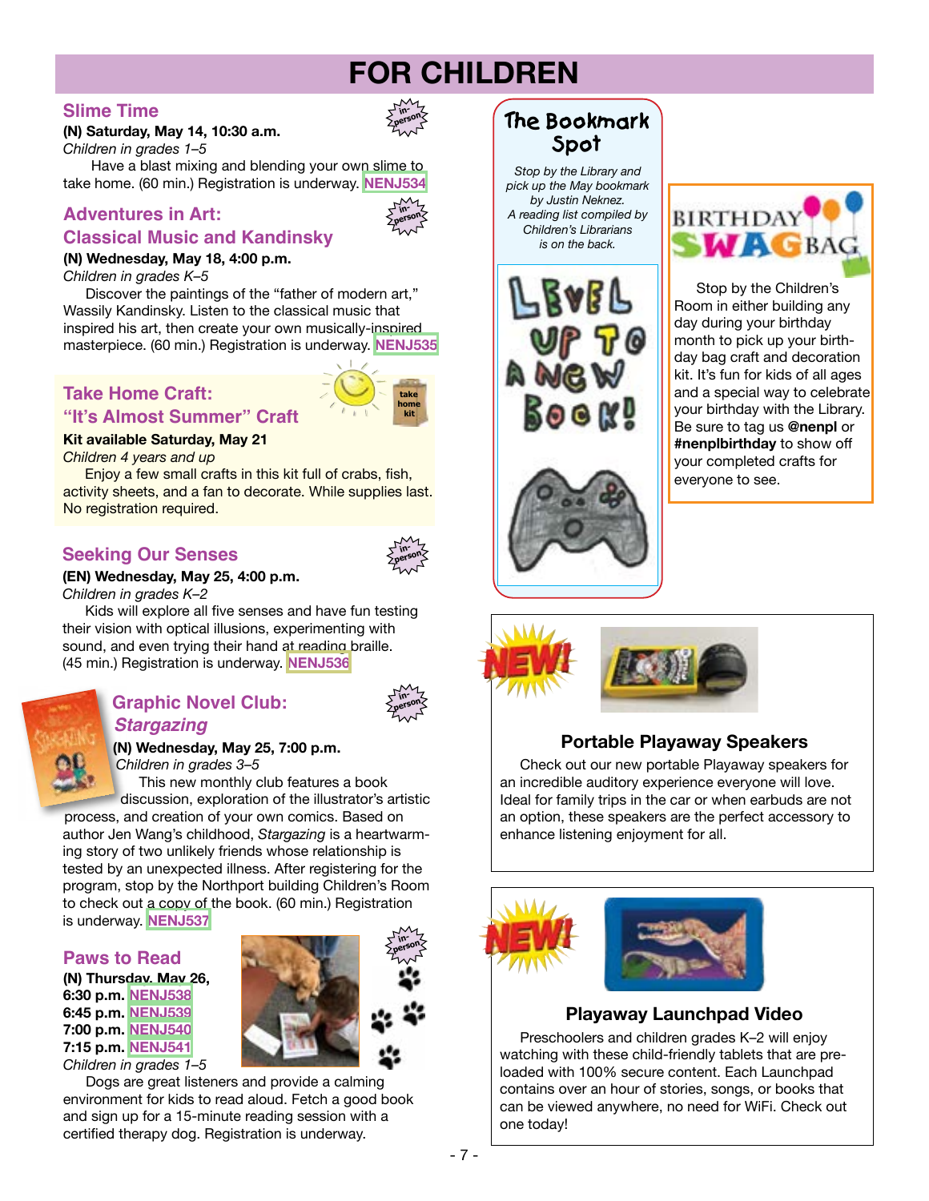# FOR CHILDREN

## Slime Time

**(N) Saturday, May 14, 10:30 a.m.**
*Children in grades 1–5*

Have a blast mixing and blending your own slime to take home. (60 min.) Registration is underway. **NENJ534**

## Adventures in Art: Classical Music and Kandinsky

**(N) Wednesday, May 18, 4:00 p.m.**
*Children in grades K–5*

Discover the paintings of the "father of modern art," Wassily Kandinsky. Listen to the classical music that inspired his art, then create your own musically-inspired masterpiece. (60 min.) Registration is underway. **NENJ535**

## Take Home Craft: "It's Almost Summer" Craft

**Kit available Saturday, May 21**
*Children 4 years and up*

Enjoy a few small crafts in this kit full of crabs, fish, activity sheets, and a fan to decorate. While supplies last. No registration required.

## Seeking Our Senses

**(EN) Wednesday, May 25, 4:00 p.m.**
*Children in grades K–2*

Kids will explore all five senses and have fun testing their vision with optical illusions, experimenting with sound, and even trying their hand at reading braille. (45 min.) Registration is underway. **NENJ536**

## Graphic Novel Club: *Stargazing*

**(N) Wednesday, May 25, 7:00 p.m.**
*Children in grades 3–5*

This new monthly club features a book discussion, exploration of the illustrator's artistic process, and creation of your own comics. Based on author Jen Wang's childhood, *Stargazing* is a heartwarming story of two unlikely friends whose relationship is tested by an unexpected illness. After registering for the program, stop by the Northport building Children's Room to check out a copy of the book. (60 min.) Registration is underway. **NENJ537**

## Paws to Read

**(N) Thursday, May 26,**
**6:30 p.m. NENJ538**
**6:45 p.m. NENJ539**
**7:00 p.m. NENJ540**
**7:15 p.m. NENJ541**
*Children in grades 1–5*

Dogs are great listeners and provide a calming environment for kids to read aloud. Fetch a good book and sign up for a 15-minute reading session with a certified therapy dog. Registration is underway.

## The Bookmark Spot

*Stop by the Library and pick up the May bookmark by Justin Neknez. A reading list compiled by Children's Librarians is on the back.*

## Birthday Swag Bag

Stop by the Children's Room in either building any day during your birthday month to pick up your birthday bag craft and decoration kit. It's fun for kids of all ages and a special way to celebrate your birthday with the Library. Be sure to tag us **@nenpl** or **#nenplbirthday** to show off your completed crafts for everyone to see.

## NEW! Portable Playaway Speakers

Check out our new portable Playaway speakers for an incredible auditory experience everyone will love. Ideal for family trips in the car or when earbuds are not an option, these speakers are the perfect accessory to enhance listening enjoyment for all.

## NEW! Playaway Launchpad Video

Preschoolers and children grades K–2 will enjoy watching with these child-friendly tablets that are preloaded with 100% secure content. Each Launchpad contains over an hour of stories, songs, or books that can be viewed anywhere, no need for WiFi. Check out one today!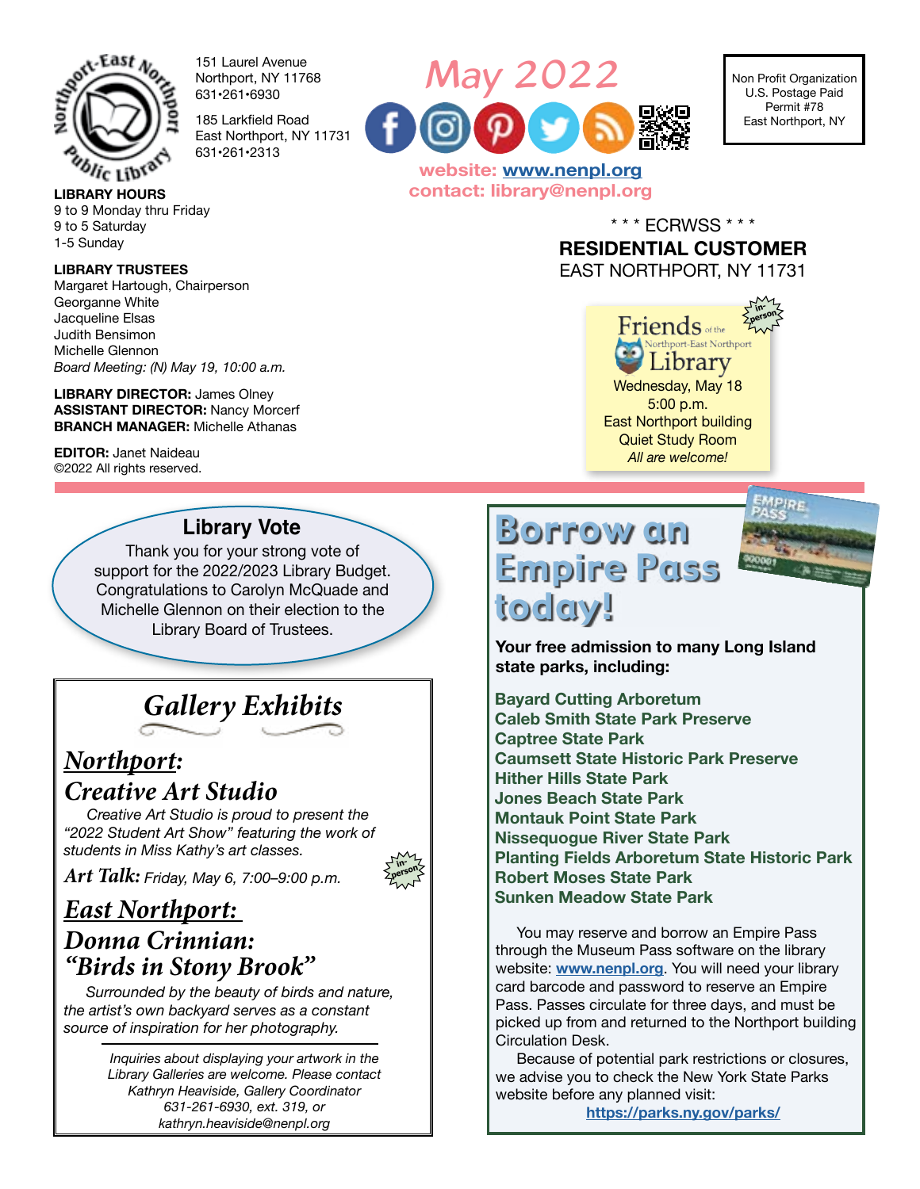Northport-East Northport Public Library

151 Laurel Avenue
Northport, NY 11768
631•261•6930

185 Larkfield Road
East Northport, NY 11731
631•261•2313

# May 2022

website: **www.nenpl.org**
contact: library@nenpl.org

Non Profit Organization
U.S. Postage Paid
Permit #78
East Northport, NY

**LIBRARY HOURS**
9 to 9 Monday thru Friday
9 to 5 Saturday
1-5 Sunday

**LIBRARY TRUSTEES**
Margaret Hartough, Chairperson
Georganne White
Jacqueline Elsas
Judith Bensimon
Michelle Glennon
*Board Meeting: (N) May 19, 10:00 a.m.*

**LIBRARY DIRECTOR:** James Olney
**ASSISTANT DIRECTOR:** Nancy Morcerf
**BRANCH MANAGER:** Michelle Athanas

**EDITOR:** Janet Naideau
©2022 All rights reserved.

\* \* \* ECRWSS \* \* \*
**RESIDENTIAL CUSTOMER**
EAST NORTHPORT, NY 11731

Friends of the Northport-East Northport Library
in-person
Wednesday, May 18
5:00 p.m.
East Northport building
Quiet Study Room
*All are welcome!*

## Library Vote

Thank you for your strong vote of support for the 2022/2023 Library Budget. Congratulations to Carolyn McQuade and Michelle Glennon on their election to the Library Board of Trustees.

## Gallery Exhibits

### *Northport:* *Creative Art Studio*

*Creative Art Studio is proud to present the "2022 Student Art Show" featuring the work of students in Miss Kathy's art classes.*

***Art Talk:*** *Friday, May 6, 7:00–9:00 p.m.* in-person

### *East Northport:* *Donna Crinnian:* *"Birds in Stony Brook"*

*Surrounded by the beauty of birds and nature, the artist's own backyard serves as a constant source of inspiration for her photography.*

*Inquiries about displaying your artwork in the Library Galleries are welcome. Please contact Kathryn Heaviside, Gallery Coordinator 631-261-6930, ext. 319, or kathryn.heaviside@nenpl.org*

## Borrow an Empire Pass today!

**Your free admission to many Long Island state parks, including:**

**Bayard Cutting Arboretum**
**Caleb Smith State Park Preserve**
**Captree State Park**
**Caumsett State Historic Park Preserve**
**Hither Hills State Park**
**Jones Beach State Park**
**Montauk Point State Park**
**Nissequogue River State Park**
**Planting Fields Arboretum State Historic Park**
**Robert Moses State Park**
**Sunken Meadow State Park**

You may reserve and borrow an Empire Pass through the Museum Pass software on the library website: **www.nenpl.org**. You will need your library card barcode and password to reserve an Empire Pass. Passes circulate for three days, and must be picked up from and returned to the Northport building Circulation Desk.

Because of potential park restrictions or closures, we advise you to check the New York State Parks website before any planned visit: **https://parks.ny.gov/parks/**